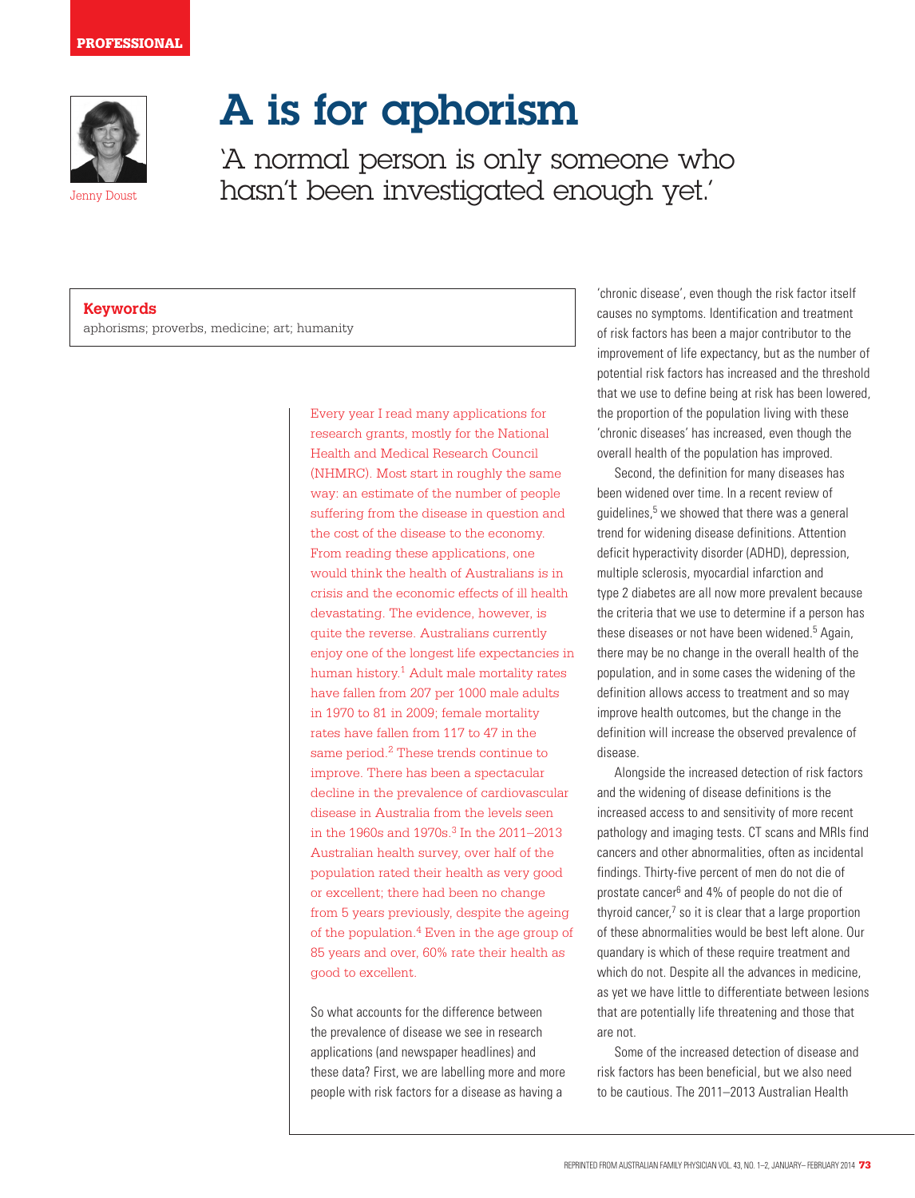PROFESSIONAL

Jenny Doust

# A is for aphorism

## 'A normal person is only someone who hasn't been investigated enough yet.'

**Keywords**
aphorisms; proverbs, medicine; art; humanity

Every year I read many applications for research grants, mostly for the National Health and Medical Research Council (NHMRC). Most start in roughly the same way: an estimate of the number of people suffering from the disease in question and the cost of the disease to the economy. From reading these applications, one would think the health of Australians is in crisis and the economic effects of ill health devastating. The evidence, however, is quite the reverse. Australians currently enjoy one of the longest life expectancies in human history.[1] Adult male mortality rates have fallen from 207 per 1000 male adults in 1970 to 81 in 2009; female mortality rates have fallen from 117 to 47 in the same period.[2] These trends continue to improve. There has been a spectacular decline in the prevalence of cardiovascular disease in Australia from the levels seen in the 1960s and 1970s.[3] In the 2011–2013 Australian health survey, over half of the population rated their health as very good or excellent; there had been no change from 5 years previously, despite the ageing of the population.[4] Even in the age group of 85 years and over, 60% rate their health as good to excellent.

So what accounts for the difference between the prevalence of disease we see in research applications (and newspaper headlines) and these data? First, we are labelling more and more people with risk factors for a disease as having a 'chronic disease', even though the risk factor itself causes no symptoms. Identification and treatment of risk factors has been a major contributor to the improvement of life expectancy, but as the number of potential risk factors has increased and the threshold that we use to define being at risk has been lowered, the proportion of the population living with these 'chronic diseases' has increased, even though the overall health of the population has improved.

Second, the definition for many diseases has been widened over time. In a recent review of guidelines,[5] we showed that there was a general trend for widening disease definitions. Attention deficit hyperactivity disorder (ADHD), depression, multiple sclerosis, myocardial infarction and type 2 diabetes are all now more prevalent because the criteria that we use to determine if a person has these diseases or not have been widened.[5] Again, there may be no change in the overall health of the population, and in some cases the widening of the definition allows access to treatment and so may improve health outcomes, but the change in the definition will increase the observed prevalence of disease.

Alongside the increased detection of risk factors and the widening of disease definitions is the increased access to and sensitivity of more recent pathology and imaging tests. CT scans and MRIs find cancers and other abnormalities, often as incidental findings. Thirty-five percent of men do not die of prostate cancer[6] and 4% of people do not die of thyroid cancer,[7] so it is clear that a large proportion of these abnormalities would be best left alone. Our quandary is which of these require treatment and which do not. Despite all the advances in medicine, as yet we have little to differentiate between lesions that are potentially life threatening and those that are not.

Some of the increased detection of disease and risk factors has been beneficial, but we also need to be cautious. The 2011–2013 Australian Health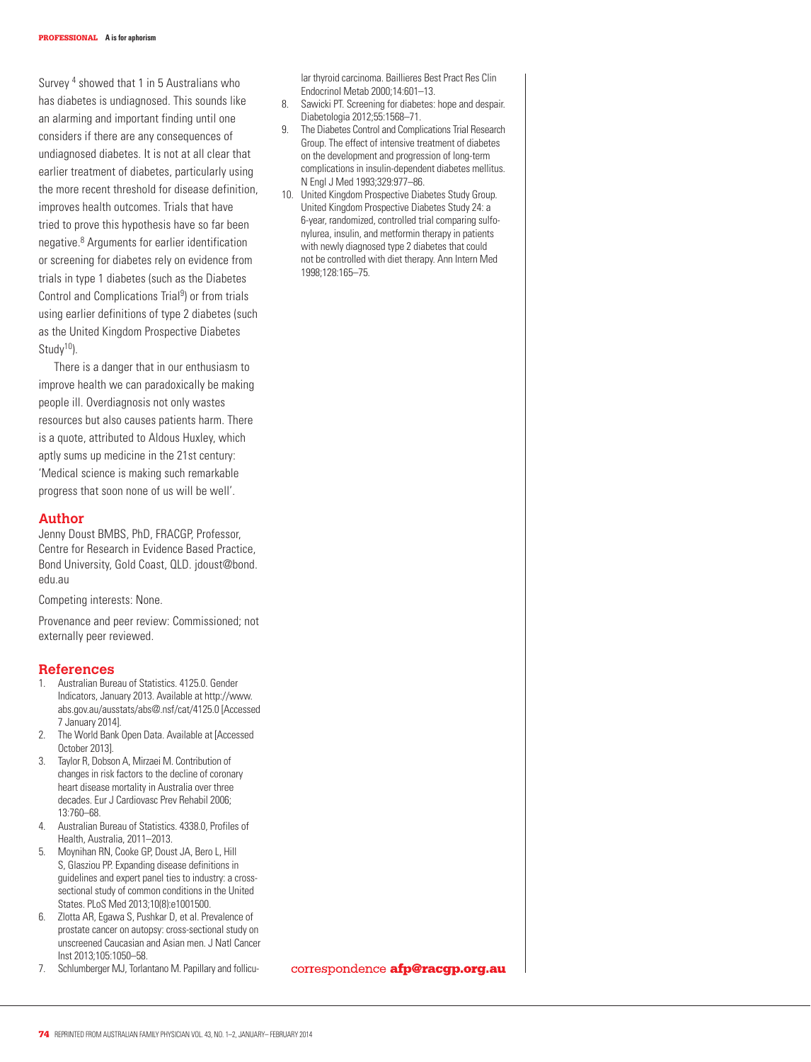Survey [4] showed that 1 in 5 Australians who has diabetes is undiagnosed. This sounds like an alarming and important finding until one considers if there are any consequences of undiagnosed diabetes. It is not at all clear that earlier treatment of diabetes, particularly using the more recent threshold for disease definition, improves health outcomes. Trials that have tried to prove this hypothesis have so far been negative.[8] Arguments for earlier identification or screening for diabetes rely on evidence from trials in type 1 diabetes (such as the Diabetes Control and Complications Trial[9]) or from trials using earlier definitions of type 2 diabetes (such as the United Kingdom Prospective Diabetes Study[10]).

There is a danger that in our enthusiasm to improve health we can paradoxically be making people ill. Overdiagnosis not only wastes resources but also causes patients harm. There is a quote, attributed to Aldous Huxley, which aptly sums up medicine in the 21st century: 'Medical science is making such remarkable progress that soon none of us will be well'.

## Author

Jenny Doust BMBS, PhD, FRACGP, Professor, Centre for Research in Evidence Based Practice, Bond University, Gold Coast, QLD. jdoust@bond.edu.au

Competing interests: None.

Provenance and peer review: Commissioned; not externally peer reviewed.

## References

1. Australian Bureau of Statistics. 4125.0. Gender Indicators, January 2013. Available at http://www.abs.gov.au/ausstats/abs@.nsf/cat/4125.0 [Accessed 7 January 2014].
2. The World Bank Open Data. Available at [Accessed October 2013].
3. Taylor R, Dobson A, Mirzaei M. Contribution of changes in risk factors to the decline of coronary heart disease mortality in Australia over three decades. Eur J Cardiovasc Prev Rehabil 2006; 13:760–68.
4. Australian Bureau of Statistics. 4338.0, Profiles of Health, Australia, 2011–2013.
5. Moynihan RN, Cooke GP, Doust JA, Bero L, Hill S, Glasziou PP. Expanding disease definitions in guidelines and expert panel ties to industry: a cross-sectional study of common conditions in the United States. PLoS Med 2013;10(8):e1001500.
6. Zlotta AR, Egawa S, Pushkar D, et al. Prevalence of prostate cancer on autopsy: cross-sectional study on unscreened Caucasian and Asian men. J Natl Cancer Inst 2013;105:1050–58.
7. Schlumberger MJ, Torlantano M. Papillary and follicular thyroid carcinoma. Baillieres Best Pract Res Clin Endocrinol Metab 2000;14:601–13.
8. Sawicki PT. Screening for diabetes: hope and despair. Diabetologia 2012;55:1568–71.
9. The Diabetes Control and Complications Trial Research Group. The effect of intensive treatment of diabetes on the development and progression of long-term complications in insulin-dependent diabetes mellitus. N Engl J Med 1993;329:977–86.
10. United Kingdom Prospective Diabetes Study Group. United Kingdom Prospective Diabetes Study 24: a 6-year, randomized, controlled trial comparing sulfonylurea, insulin, and metformin therapy in patients with newly diagnosed type 2 diabetes that could not be controlled with diet therapy. Ann Intern Med 1998;128:165–75.

correspondence **afp@racgp.org.au**